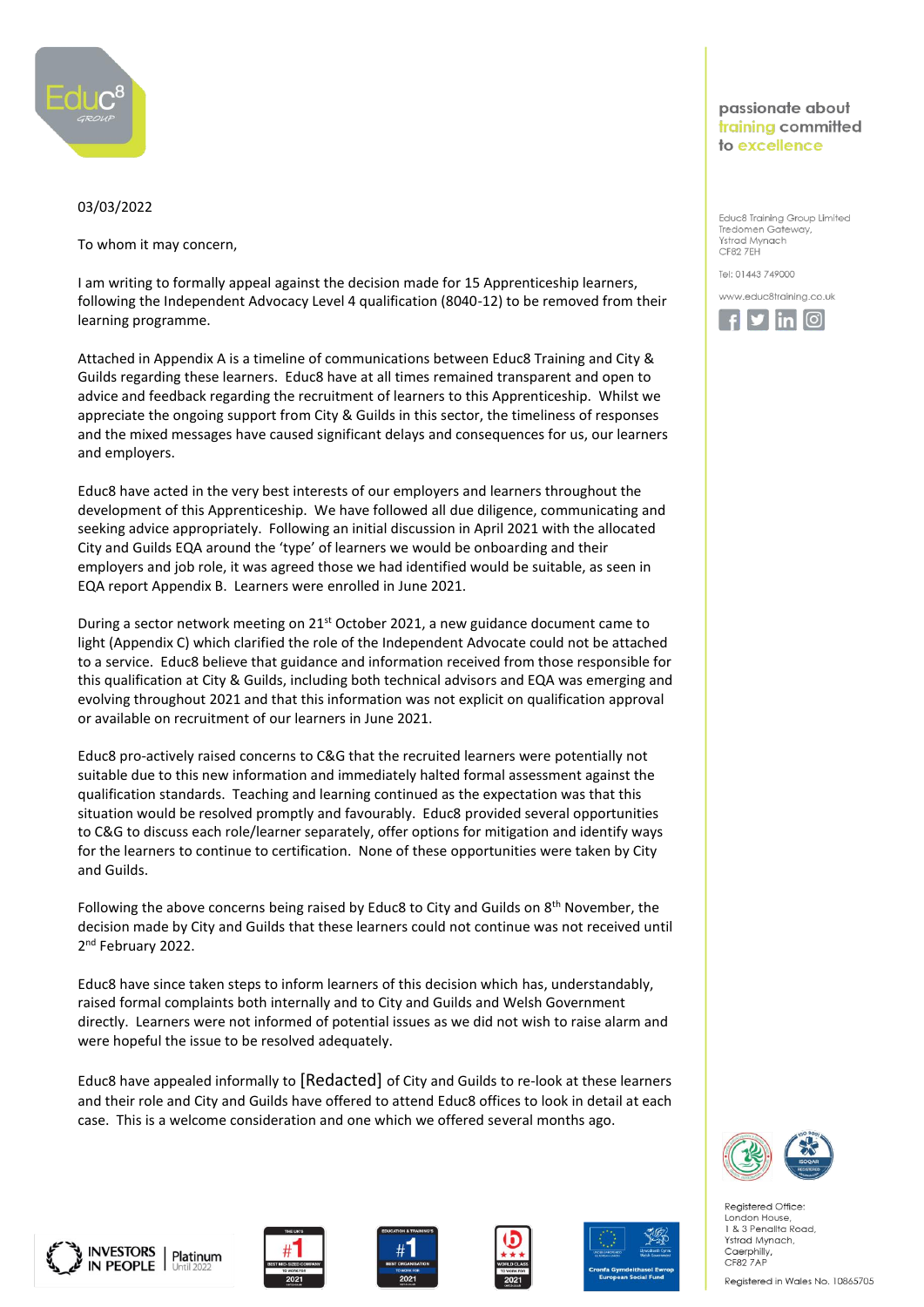passionate about training committed to excellence

Educ8 Training Group Limited
Tredomen Gateway,
Ystrad Mynach
CF82 7EH

Tel: 01443 749000

www.educ8training.co.uk

03/03/2022

To whom it may concern,

I am writing to formally appeal against the decision made for 15 Apprenticeship learners, following the Independent Advocacy Level 4 qualification (8040-12) to be removed from their learning programme.

Attached in Appendix A is a timeline of communications between Educ8 Training and City & Guilds regarding these learners. Educ8 have at all times remained transparent and open to advice and feedback regarding the recruitment of learners to this Apprenticeship. Whilst we appreciate the ongoing support from City & Guilds in this sector, the timeliness of responses and the mixed messages have caused significant delays and consequences for us, our learners and employers.

Educ8 have acted in the very best interests of our employers and learners throughout the development of this Apprenticeship. We have followed all due diligence, communicating and seeking advice appropriately. Following an initial discussion in April 2021 with the allocated City and Guilds EQA around the 'type' of learners we would be onboarding and their employers and job role, it was agreed those we had identified would be suitable, as seen in EQA report Appendix B. Learners were enrolled in June 2021.

During a sector network meeting on 21st October 2021, a new guidance document came to light (Appendix C) which clarified the role of the Independent Advocate could not be attached to a service. Educ8 believe that guidance and information received from those responsible for this qualification at City & Guilds, including both technical advisors and EQA was emerging and evolving throughout 2021 and that this information was not explicit on qualification approval or available on recruitment of our learners in June 2021.

Educ8 pro-actively raised concerns to C&G that the recruited learners were potentially not suitable due to this new information and immediately halted formal assessment against the qualification standards. Teaching and learning continued as the expectation was that this situation would be resolved promptly and favourably. Educ8 provided several opportunities to C&G to discuss each role/learner separately, offer options for mitigation and identify ways for the learners to continue to certification. None of these opportunities were taken by City and Guilds.

Following the above concerns being raised by Educ8 to City and Guilds on 8th November, the decision made by City and Guilds that these learners could not continue was not received until 2nd February 2022.

Educ8 have since taken steps to inform learners of this decision which has, understandably, raised formal complaints both internally and to City and Guilds and Welsh Government directly. Learners were not informed of potential issues as we did not wish to raise alarm and were hopeful the issue to be resolved adequately.

Educ8 have appealed informally to [Redacted] of City and Guilds to re-look at these learners and their role and City and Guilds have offered to attend Educ8 offices to look in detail at each case. This is a welcome consideration and one which we offered several months ago.

Registered Office:
London House,
1 & 3 Penallta Road,
Ystrad Mynach,
Caerphilly,
CF82 7AP

Registered in Wales No. 10865705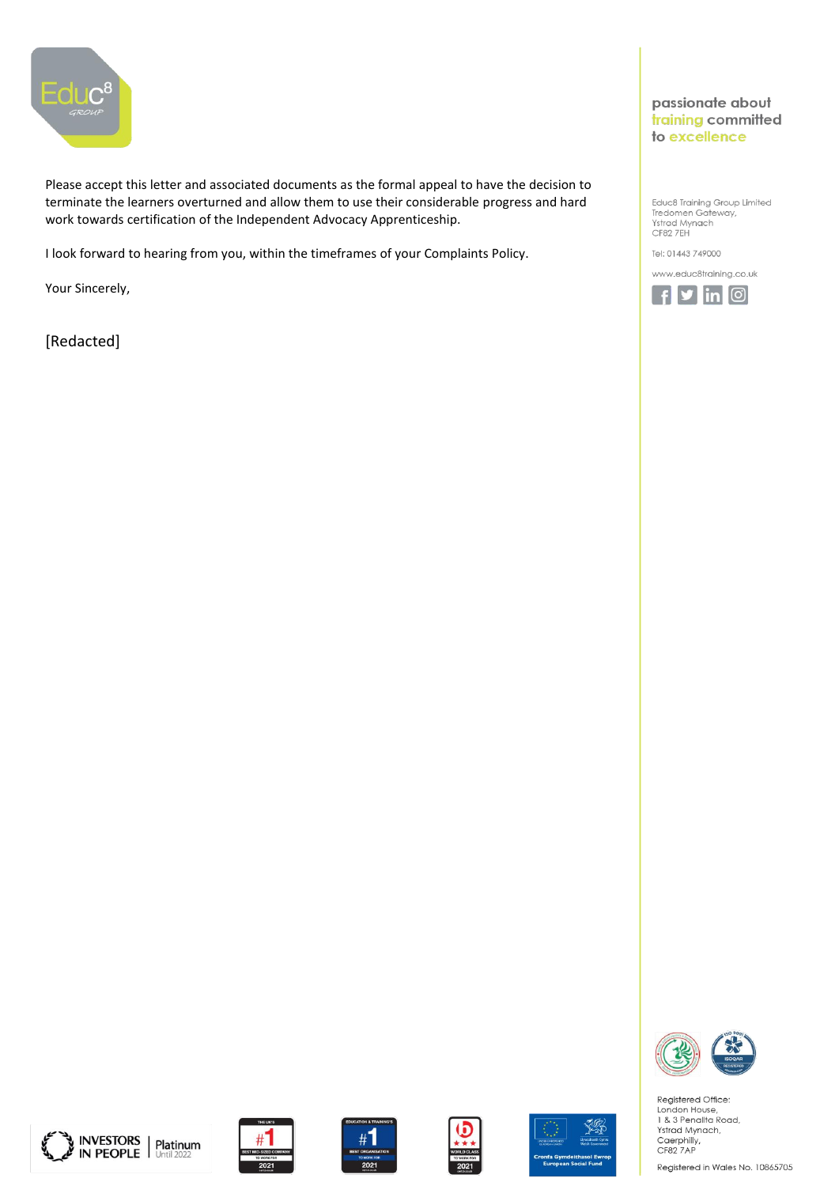Please accept this letter and associated documents as the formal appeal to have the decision to terminate the learners overturned and allow them to use their considerable progress and hard work towards certification of the Independent Advocacy Apprenticeship.

I look forward to hearing from you, within the timeframes of your Complaints Policy.

Your Sincerely,

[Redacted]

passionate about training committed to excellence

Educ8 Training Group Limited
Tredomen Gateway,
Ystrad Mynach
CF82 7EH

Tel: 01443 749000

www.educ8training.co.uk

Registered Office:
London House,
1 & 3 Penallta Road,
Ystrad Mynach,
Caerphilly,
CF82 7AP

Registered in Wales No. 10865705